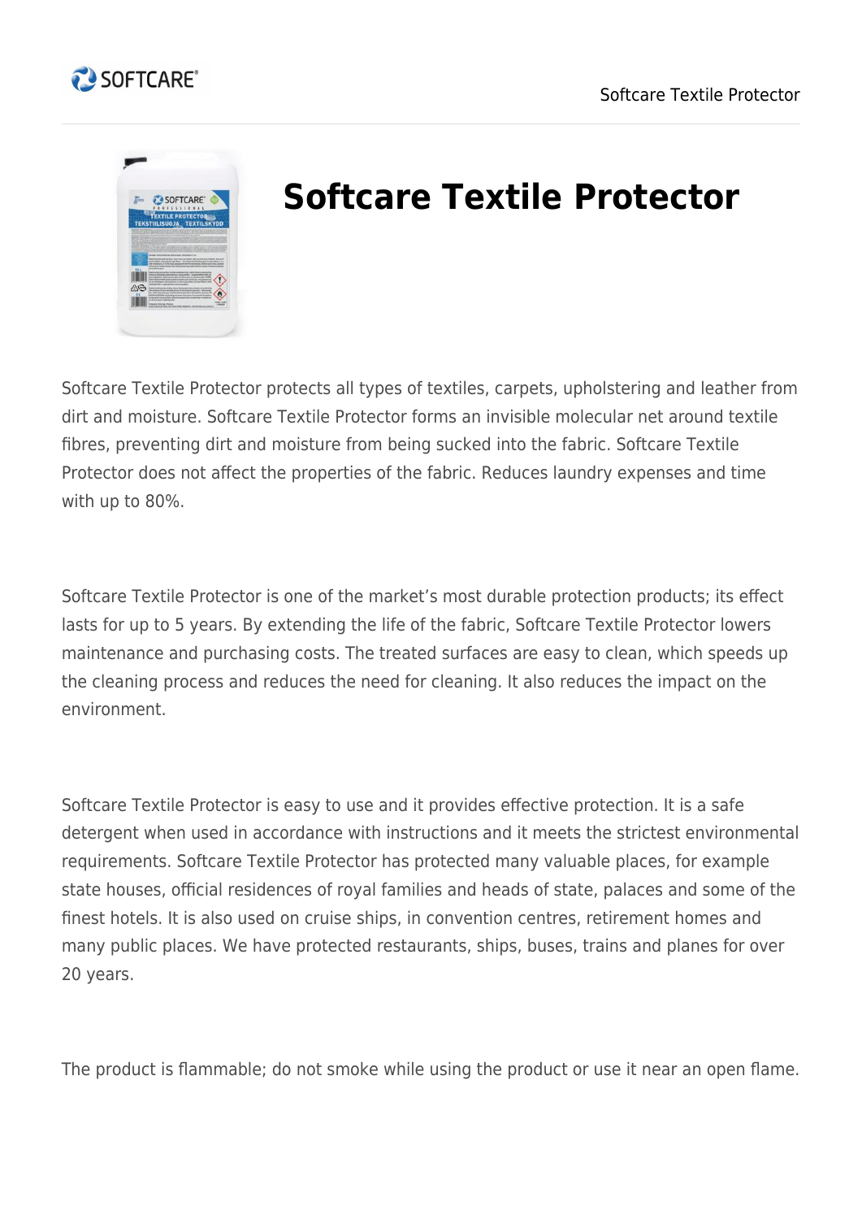# Softcare Textile Protector

Softcare Textile Protector protects all types of textiles, carpets, upholstering and leather from dirt and moisture. Softcare Textile Protector forms an invisible molecular net around textile fibres, preventing dirt and moisture from being sucked into the fabric. Softcare Textile Protector does not affect the properties of the fabric. Reduces laundry expenses and time with up to 80%.

Softcare Textile Protector is one of the market's most durable protection products; its effect lasts for up to 5 years. By extending the life of the fabric, Softcare Textile Protector lowers maintenance and purchasing costs. The treated surfaces are easy to clean, which speeds up the cleaning process and reduces the need for cleaning. It also reduces the impact on the environment.

Softcare Textile Protector is easy to use and it provides effective protection. It is a safe detergent when used in accordance with instructions and it meets the strictest environmental requirements. Softcare Textile Protector has protected many valuable places, for example state houses, official residences of royal families and heads of state, palaces and some of the finest hotels. It is also used on cruise ships, in convention centres, retirement homes and many public places. We have protected restaurants, ships, buses, trains and planes for over 20 years.

The product is flammable; do not smoke while using the product or use it near an open flame.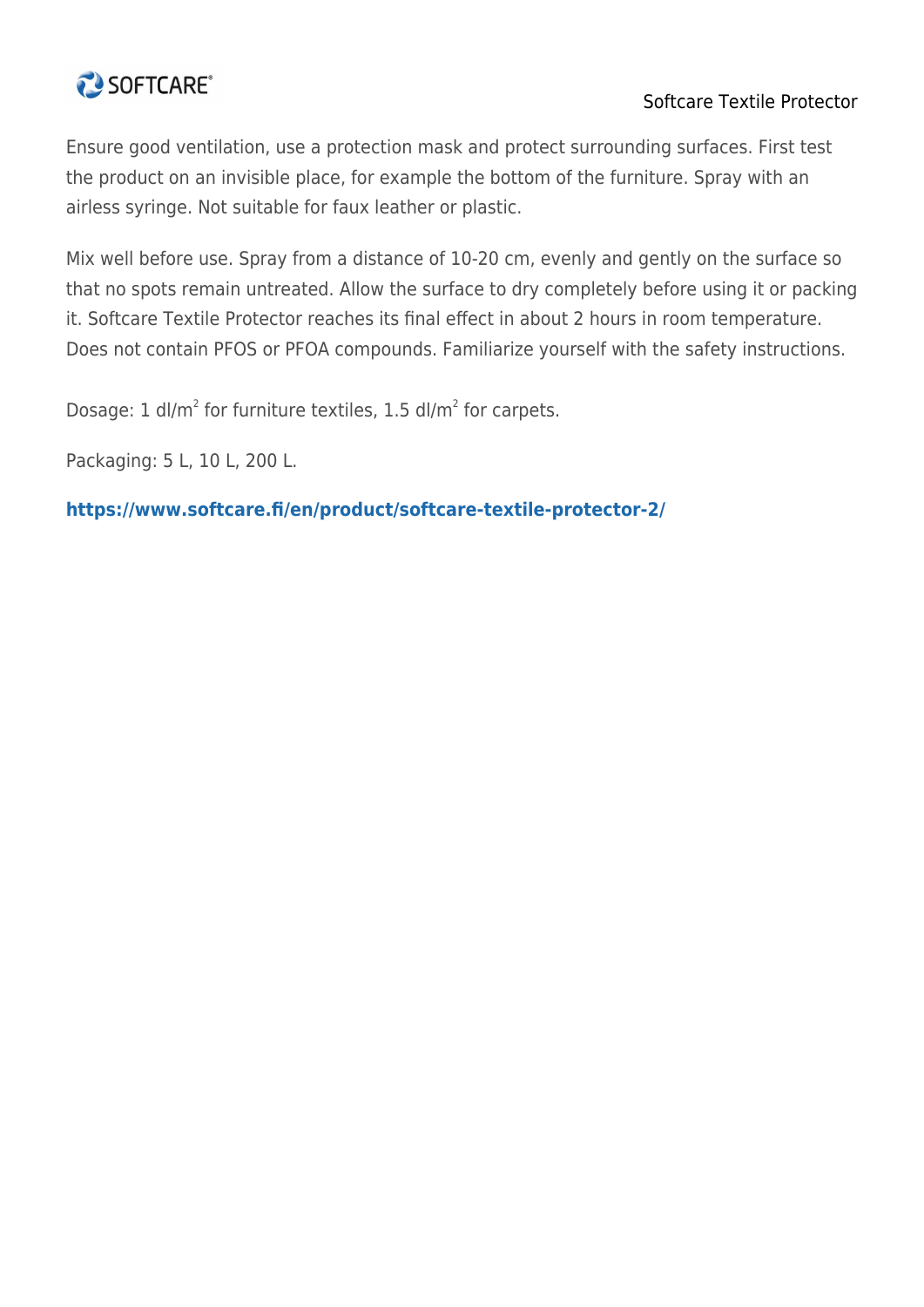Ensure good ventilation, use a protection mask and protect surrounding surfaces. First test the product on an invisible place, for example the bottom of the furniture. Spray with an airless syringe. Not suitable for faux leather or plastic.

Mix well before use. Spray from a distance of 10-20 cm, evenly and gently on the surface so that no spots remain untreated. Allow the surface to dry completely before using it or packing it. Softcare Textile Protector reaches its final effect in about 2 hours in room temperature. Does not contain PFOS or PFOA compounds. Familiarize yourself with the safety instructions.

Dosage: 1 dl/$m^2$ for furniture textiles, 1.5 dl/$m^2$ for carpets.

Packaging: 5 L, 10 L, 200 L.

**https://www.softcare.fi/en/product/softcare-textile-protector-2/**